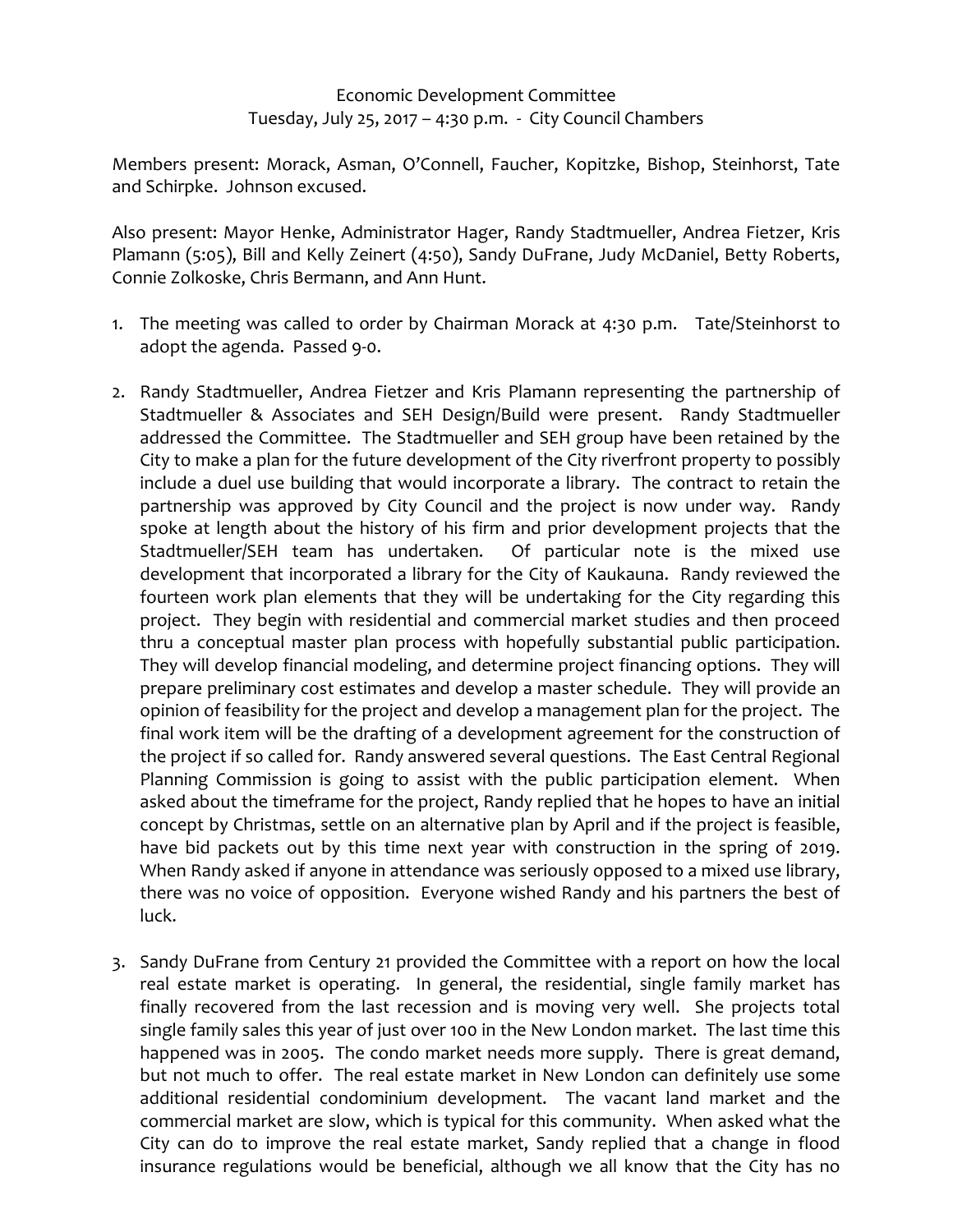Economic Development Committee
Tuesday, July 25, 2017 – 4:30 p.m. - City Council Chambers

Members present: Morack, Asman, O'Connell, Faucher, Kopitzke, Bishop, Steinhorst, Tate and Schirpke. Johnson excused.

Also present: Mayor Henke, Administrator Hager, Randy Stadtmueller, Andrea Fietzer, Kris Plamann (5:05), Bill and Kelly Zeinert (4:50), Sandy DuFrane, Judy McDaniel, Betty Roberts, Connie Zolkoske, Chris Bermann, and Ann Hunt.

1. The meeting was called to order by Chairman Morack at 4:30 p.m. Tate/Steinhorst to adopt the agenda. Passed 9-0.

2. Randy Stadtmueller, Andrea Fietzer and Kris Plamann representing the partnership of Stadtmueller & Associates and SEH Design/Build were present. Randy Stadtmueller addressed the Committee. The Stadtmueller and SEH group have been retained by the City to make a plan for the future development of the City riverfront property to possibly include a duel use building that would incorporate a library. The contract to retain the partnership was approved by City Council and the project is now under way. Randy spoke at length about the history of his firm and prior development projects that the Stadtmueller/SEH team has undertaken. Of particular note is the mixed use development that incorporated a library for the City of Kaukauna. Randy reviewed the fourteen work plan elements that they will be undertaking for the City regarding this project. They begin with residential and commercial market studies and then proceed thru a conceptual master plan process with hopefully substantial public participation. They will develop financial modeling, and determine project financing options. They will prepare preliminary cost estimates and develop a master schedule. They will provide an opinion of feasibility for the project and develop a management plan for the project. The final work item will be the drafting of a development agreement for the construction of the project if so called for. Randy answered several questions. The East Central Regional Planning Commission is going to assist with the public participation element. When asked about the timeframe for the project, Randy replied that he hopes to have an initial concept by Christmas, settle on an alternative plan by April and if the project is feasible, have bid packets out by this time next year with construction in the spring of 2019. When Randy asked if anyone in attendance was seriously opposed to a mixed use library, there was no voice of opposition. Everyone wished Randy and his partners the best of luck.

3. Sandy DuFrane from Century 21 provided the Committee with a report on how the local real estate market is operating. In general, the residential, single family market has finally recovered from the last recession and is moving very well. She projects total single family sales this year of just over 100 in the New London market. The last time this happened was in 2005. The condo market needs more supply. There is great demand, but not much to offer. The real estate market in New London can definitely use some additional residential condominium development. The vacant land market and the commercial market are slow, which is typical for this community. When asked what the City can do to improve the real estate market, Sandy replied that a change in flood insurance regulations would be beneficial, although we all know that the City has no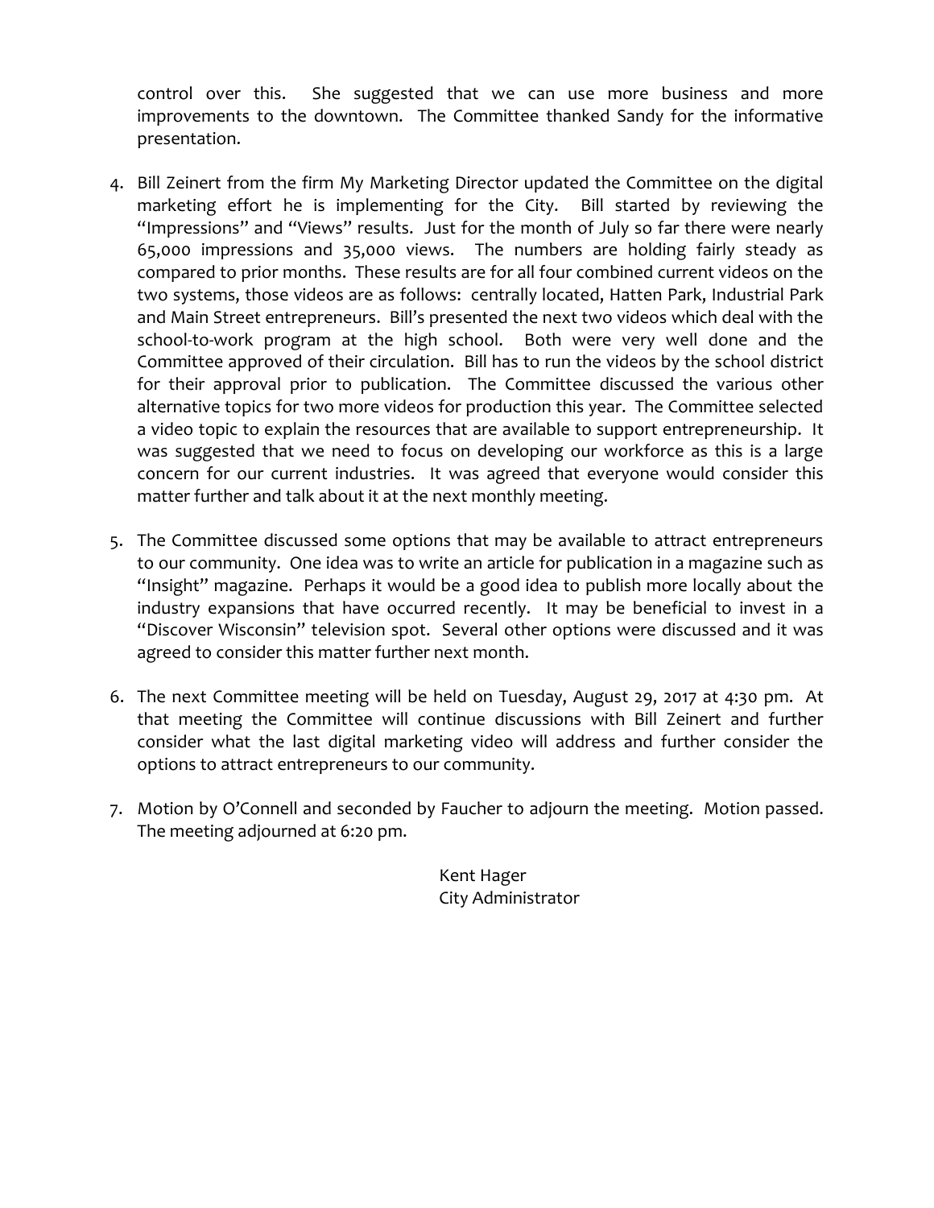control over this. She suggested that we can use more business and more improvements to the downtown. The Committee thanked Sandy for the informative presentation.

4. Bill Zeinert from the firm My Marketing Director updated the Committee on the digital marketing effort he is implementing for the City. Bill started by reviewing the "Impressions" and "Views" results. Just for the month of July so far there were nearly 65,000 impressions and 35,000 views. The numbers are holding fairly steady as compared to prior months. These results are for all four combined current videos on the two systems, those videos are as follows: centrally located, Hatten Park, Industrial Park and Main Street entrepreneurs. Bill's presented the next two videos which deal with the school-to-work program at the high school. Both were very well done and the Committee approved of their circulation. Bill has to run the videos by the school district for their approval prior to publication. The Committee discussed the various other alternative topics for two more videos for production this year. The Committee selected a video topic to explain the resources that are available to support entrepreneurship. It was suggested that we need to focus on developing our workforce as this is a large concern for our current industries. It was agreed that everyone would consider this matter further and talk about it at the next monthly meeting.

5. The Committee discussed some options that may be available to attract entrepreneurs to our community. One idea was to write an article for publication in a magazine such as "Insight" magazine. Perhaps it would be a good idea to publish more locally about the industry expansions that have occurred recently. It may be beneficial to invest in a "Discover Wisconsin" television spot. Several other options were discussed and it was agreed to consider this matter further next month.

6. The next Committee meeting will be held on Tuesday, August 29, 2017 at 4:30 pm. At that meeting the Committee will continue discussions with Bill Zeinert and further consider what the last digital marketing video will address and further consider the options to attract entrepreneurs to our community.

7. Motion by O'Connell and seconded by Faucher to adjourn the meeting. Motion passed. The meeting adjourned at 6:20 pm.

Kent Hager
City Administrator